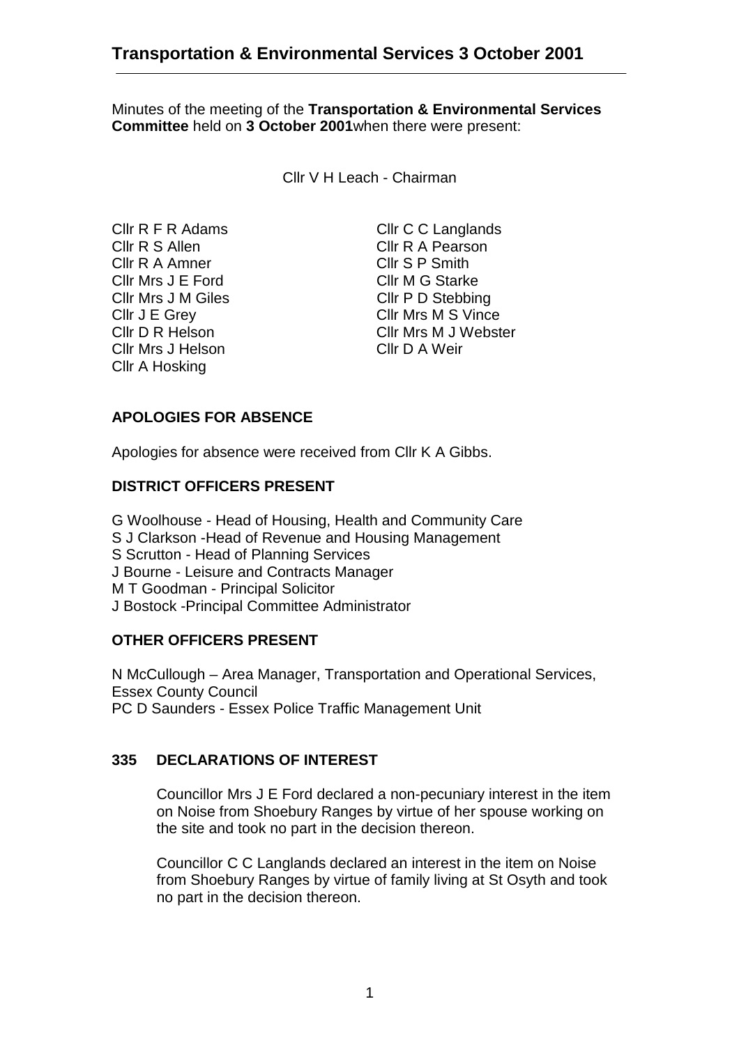# Transportation & Environmental Services 3 October 2001

Minutes of the meeting of the **Transportation & Environmental Services Committee** held on **3 October 2001**when there were present:

Cllr V H Leach - Chairman

Cllr R F R Adams
Cllr R S Allen
Cllr R A Amner
Cllr Mrs J E Ford
Cllr Mrs J M Giles
Cllr J E Grey
Cllr D R Helson
Cllr Mrs J Helson
Cllr A Hosking
Cllr C C Langlands
Cllr R A Pearson
Cllr S P Smith
Cllr M G Starke
Cllr P D Stebbing
Cllr Mrs M S Vince
Cllr Mrs M J Webster
Cllr D A Weir

**APOLOGIES FOR ABSENCE**

Apologies for absence were received from Cllr K A Gibbs.

**DISTRICT OFFICERS PRESENT**

G Woolhouse - Head of Housing, Health and Community Care
S J Clarkson -Head of Revenue and Housing Management
S Scrutton - Head of Planning Services
J Bourne - Leisure and Contracts Manager
M T Goodman - Principal Solicitor
J Bostock -Principal Committee Administrator

**OTHER OFFICERS PRESENT**

N McCullough – Area Manager, Transportation and Operational Services, Essex County Council
PC D Saunders - Essex Police Traffic Management Unit

**335 DECLARATIONS OF INTEREST**

Councillor Mrs J E Ford declared a non-pecuniary interest in the item on Noise from Shoebury Ranges by virtue of her spouse working on the site and took no part in the decision thereon.

Councillor C C Langlands declared an interest in the item on Noise from Shoebury Ranges by virtue of family living at St Osyth and took no part in the decision thereon.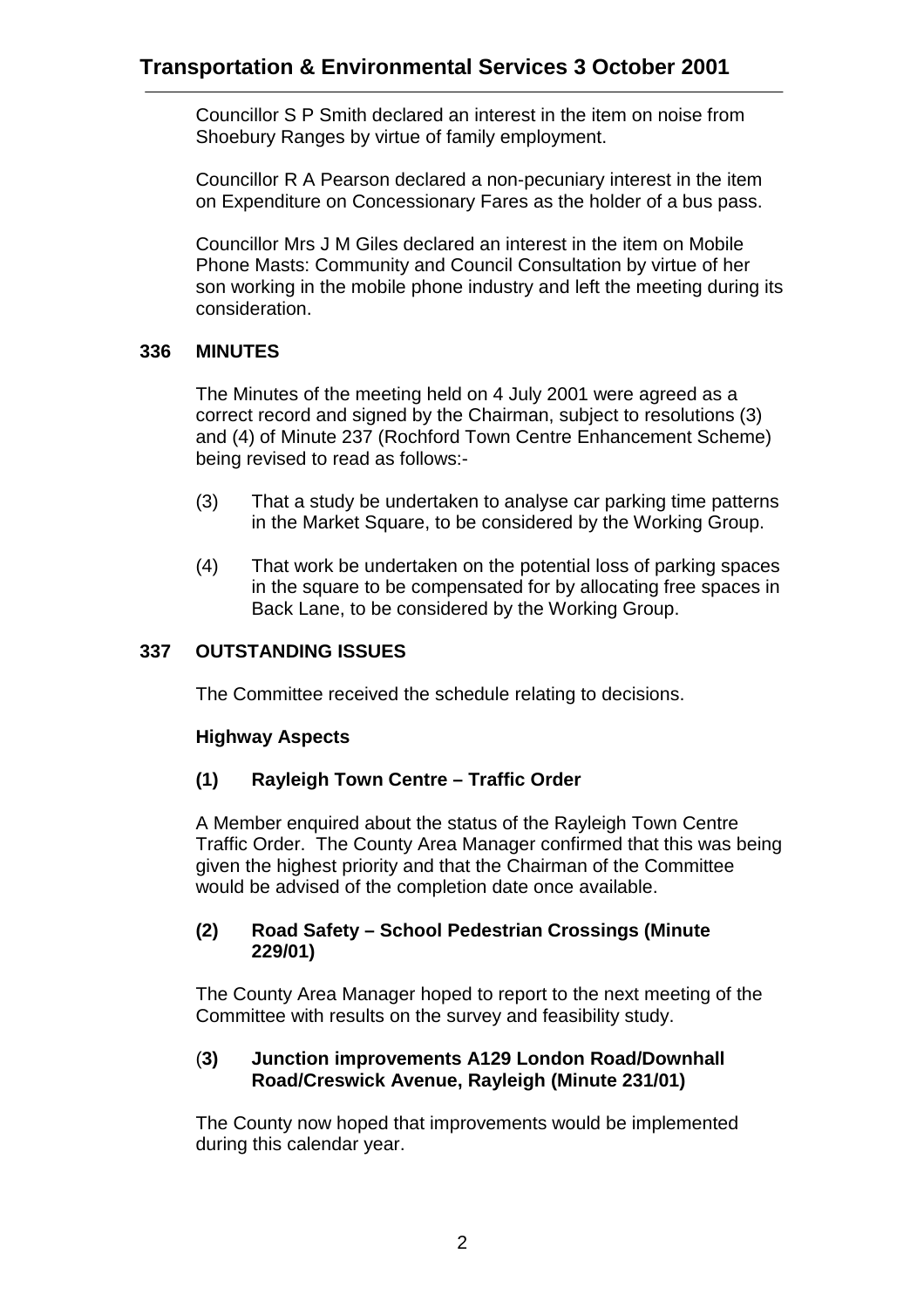Councillor S P Smith declared an interest in the item on noise from Shoebury Ranges by virtue of family employment.

Councillor R A Pearson declared a non-pecuniary interest in the item on Expenditure on Concessionary Fares as the holder of a bus pass.

Councillor Mrs J M Giles declared an interest in the item on Mobile Phone Masts: Community and Council Consultation by virtue of her son working in the mobile phone industry and left the meeting during its consideration.

**336 MINUTES**

The Minutes of the meeting held on 4 July 2001 were agreed as a correct record and signed by the Chairman, subject to resolutions (3) and (4) of Minute 237 (Rochford Town Centre Enhancement Scheme) being revised to read as follows:-

(3) That a study be undertaken to analyse car parking time patterns in the Market Square, to be considered by the Working Group.

(4) That work be undertaken on the potential loss of parking spaces in the square to be compensated for by allocating free spaces in Back Lane, to be considered by the Working Group.

**337 OUTSTANDING ISSUES**

The Committee received the schedule relating to decisions.

**Highway Aspects**

**(1) Rayleigh Town Centre – Traffic Order**

A Member enquired about the status of the Rayleigh Town Centre Traffic Order. The County Area Manager confirmed that this was being given the highest priority and that the Chairman of the Committee would be advised of the completion date once available.

**(2) Road Safety – School Pedestrian Crossings (Minute 229/01)**

The County Area Manager hoped to report to the next meeting of the Committee with results on the survey and feasibility study.

**(3) Junction improvements A129 London Road/Downhall Road/Creswick Avenue, Rayleigh (Minute 231/01)**

The County now hoped that improvements would be implemented during this calendar year.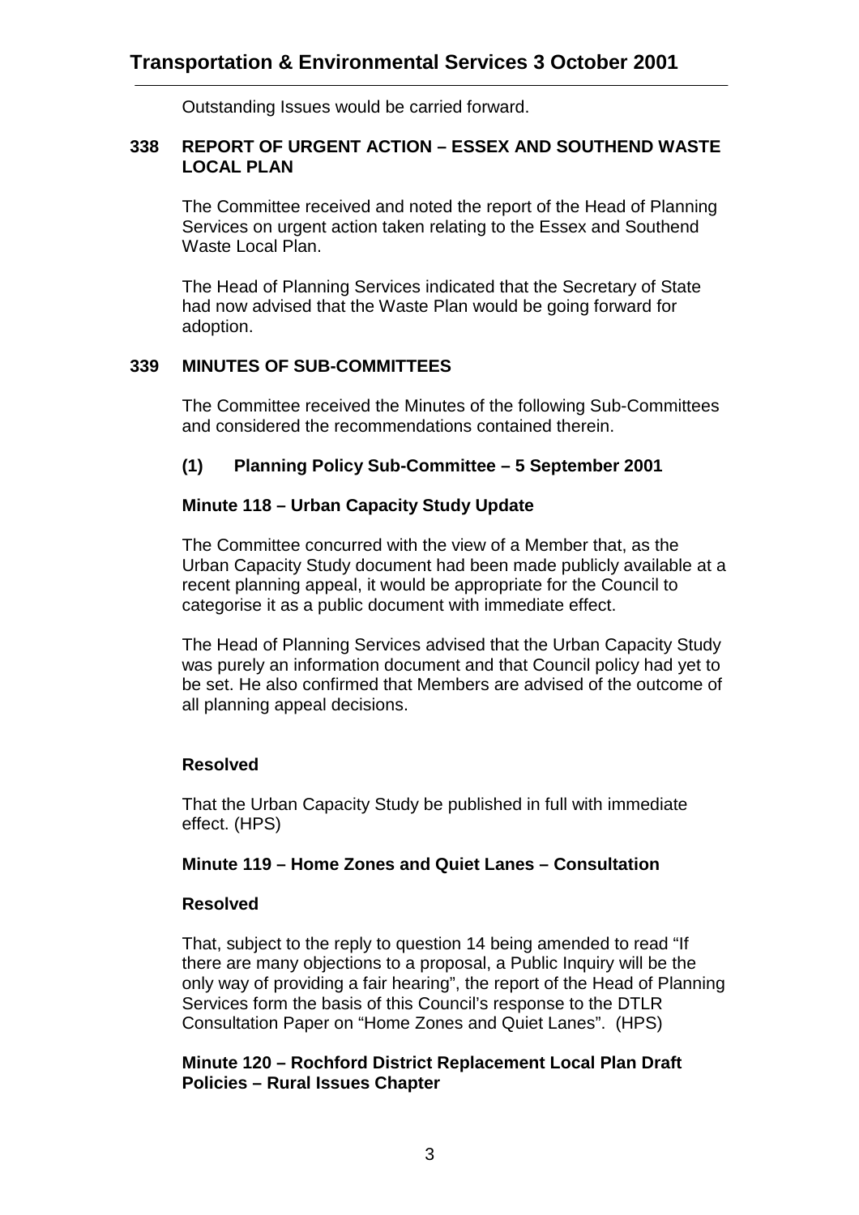Outstanding Issues would be carried forward.

## 338 REPORT OF URGENT ACTION – ESSEX AND SOUTHEND WASTE LOCAL PLAN

The Committee received and noted the report of the Head of Planning Services on urgent action taken relating to the Essex and Southend Waste Local Plan.

The Head of Planning Services indicated that the Secretary of State had now advised that the Waste Plan would be going forward for adoption.

## 339 MINUTES OF SUB-COMMITTEES

The Committee received the Minutes of the following Sub-Committees and considered the recommendations contained therein.

### (1) Planning Policy Sub-Committee – 5 September 2001

**Minute 118 – Urban Capacity Study Update**

The Committee concurred with the view of a Member that, as the Urban Capacity Study document had been made publicly available at a recent planning appeal, it would be appropriate for the Council to categorise it as a public document with immediate effect.

The Head of Planning Services advised that the Urban Capacity Study was purely an information document and that Council policy had yet to be set. He also confirmed that Members are advised of the outcome of all planning appeal decisions.

**Resolved**

That the Urban Capacity Study be published in full with immediate effect. (HPS)

**Minute 119 – Home Zones and Quiet Lanes – Consultation**

**Resolved**

That, subject to the reply to question 14 being amended to read "If there are many objections to a proposal, a Public Inquiry will be the only way of providing a fair hearing", the report of the Head of Planning Services form the basis of this Council's response to the DTLR Consultation Paper on "Home Zones and Quiet Lanes". (HPS)

**Minute 120 – Rochford District Replacement Local Plan Draft Policies – Rural Issues Chapter**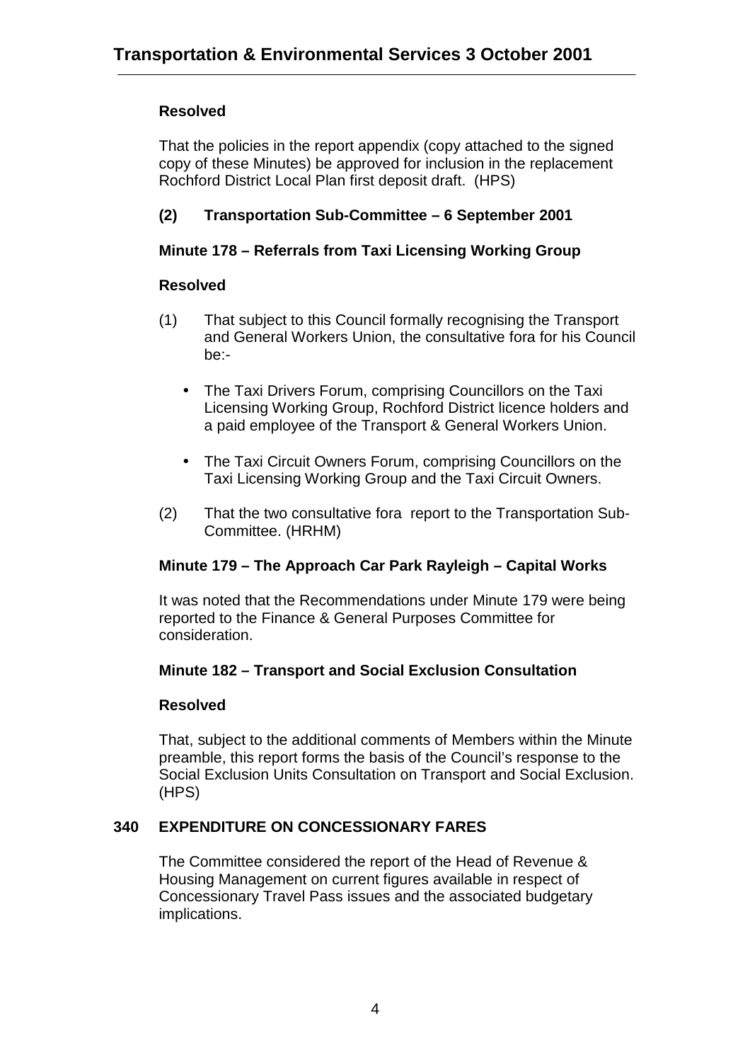**Resolved**

That the policies in the report appendix (copy attached to the signed copy of these Minutes) be approved for inclusion in the replacement Rochford District Local Plan first deposit draft. (HPS)

**(2) Transportation Sub-Committee – 6 September 2001**

**Minute 178 – Referrals from Taxi Licensing Working Group**

**Resolved**

(1) That subject to this Council formally recognising the Transport and General Workers Union, the consultative fora for his Council be:-

- The Taxi Drivers Forum, comprising Councillors on the Taxi Licensing Working Group, Rochford District licence holders and a paid employee of the Transport & General Workers Union.
- The Taxi Circuit Owners Forum, comprising Councillors on the Taxi Licensing Working Group and the Taxi Circuit Owners.

(2) That the two consultative fora report to the Transportation Sub-Committee. (HRHM)

**Minute 179 – The Approach Car Park Rayleigh – Capital Works**

It was noted that the Recommendations under Minute 179 were being reported to the Finance & General Purposes Committee for consideration.

**Minute 182 – Transport and Social Exclusion Consultation**

**Resolved**

That, subject to the additional comments of Members within the Minute preamble, this report forms the basis of the Council's response to the Social Exclusion Units Consultation on Transport and Social Exclusion. (HPS)

## 340 EXPENDITURE ON CONCESSIONARY FARES

The Committee considered the report of the Head of Revenue & Housing Management on current figures available in respect of Concessionary Travel Pass issues and the associated budgetary implications.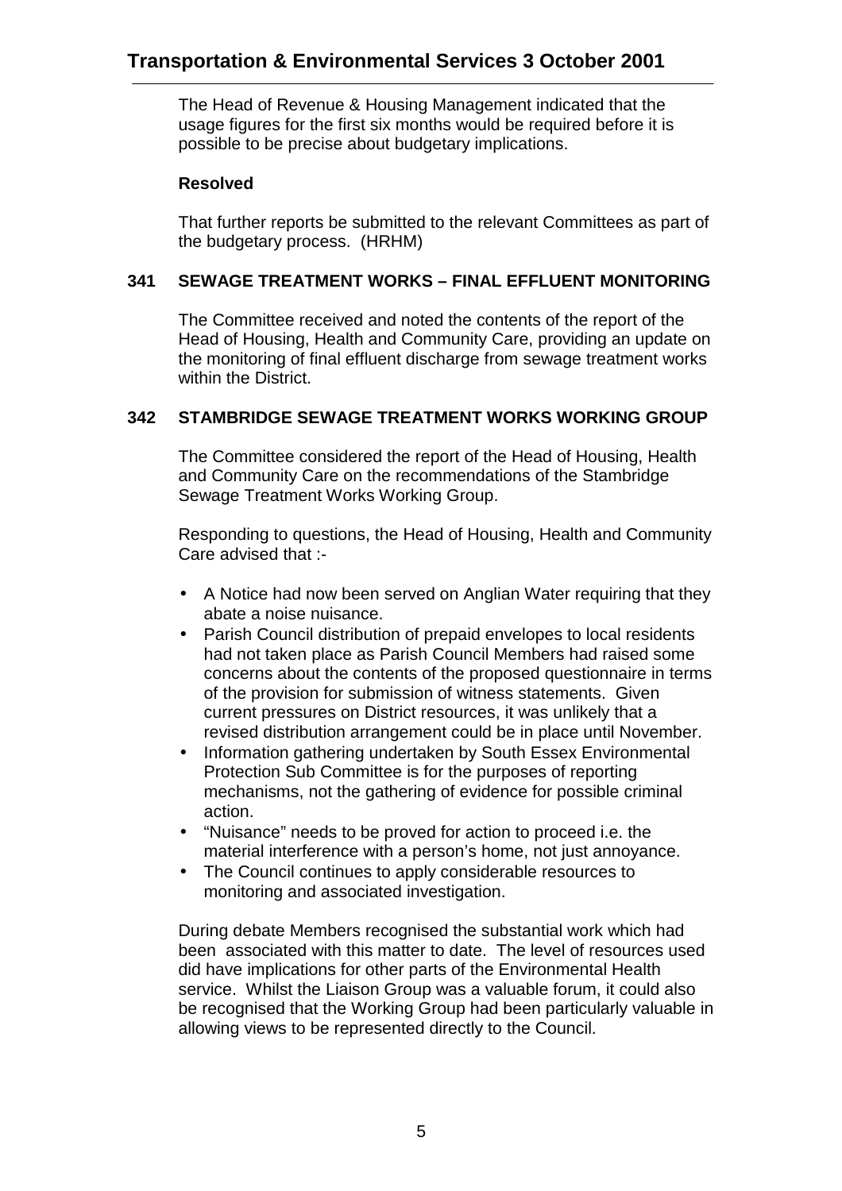The Head of Revenue & Housing Management indicated that the usage figures for the first six months would be required before it is possible to be precise about budgetary implications.

**Resolved**

That further reports be submitted to the relevant Committees as part of the budgetary process. (HRHM)

## 341 SEWAGE TREATMENT WORKS – FINAL EFFLUENT MONITORING

The Committee received and noted the contents of the report of the Head of Housing, Health and Community Care, providing an update on the monitoring of final effluent discharge from sewage treatment works within the District.

## 342 STAMBRIDGE SEWAGE TREATMENT WORKS WORKING GROUP

The Committee considered the report of the Head of Housing, Health and Community Care on the recommendations of the Stambridge Sewage Treatment Works Working Group.

Responding to questions, the Head of Housing, Health and Community Care advised that :-

- A Notice had now been served on Anglian Water requiring that they abate a noise nuisance.
- Parish Council distribution of prepaid envelopes to local residents had not taken place as Parish Council Members had raised some concerns about the contents of the proposed questionnaire in terms of the provision for submission of witness statements. Given current pressures on District resources, it was unlikely that a revised distribution arrangement could be in place until November.
- Information gathering undertaken by South Essex Environmental Protection Sub Committee is for the purposes of reporting mechanisms, not the gathering of evidence for possible criminal action.
- "Nuisance" needs to be proved for action to proceed i.e. the material interference with a person's home, not just annoyance.
- The Council continues to apply considerable resources to monitoring and associated investigation.

During debate Members recognised the substantial work which had been associated with this matter to date. The level of resources used did have implications for other parts of the Environmental Health service. Whilst the Liaison Group was a valuable forum, it could also be recognised that the Working Group had been particularly valuable in allowing views to be represented directly to the Council.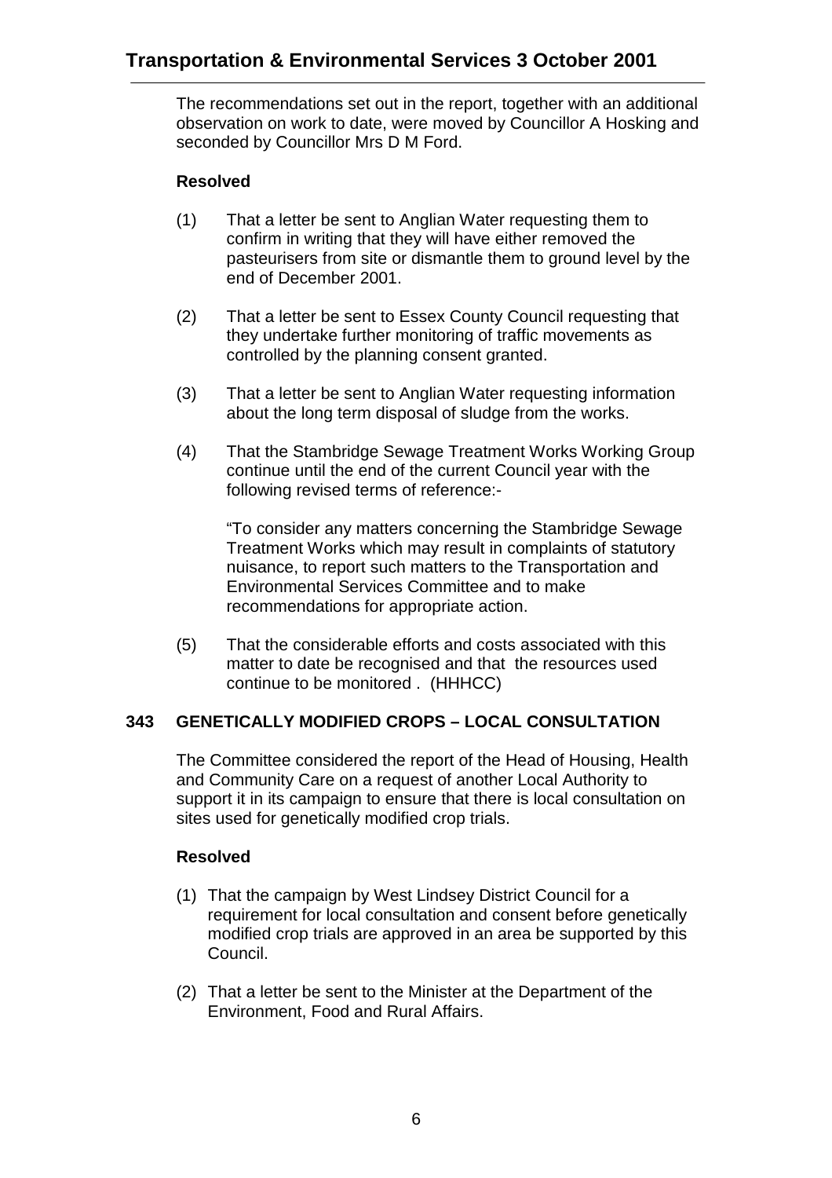The recommendations set out in the report, together with an additional observation on work to date, were moved by Councillor A Hosking and seconded by Councillor Mrs D M Ford.

**Resolved**

(1) That a letter be sent to Anglian Water requesting them to confirm in writing that they will have either removed the pasteurisers from site or dismantle them to ground level by the end of December 2001.

(2) That a letter be sent to Essex County Council requesting that they undertake further monitoring of traffic movements as controlled by the planning consent granted.

(3) That a letter be sent to Anglian Water requesting information about the long term disposal of sludge from the works.

(4) That the Stambridge Sewage Treatment Works Working Group continue until the end of the current Council year with the following revised terms of reference:-

"To consider any matters concerning the Stambridge Sewage Treatment Works which may result in complaints of statutory nuisance, to report such matters to the Transportation and Environmental Services Committee and to make recommendations for appropriate action.

(5) That the considerable efforts and costs associated with this matter to date be recognised and that the resources used continue to be monitored . (HHHCC)

## 343 GENETICALLY MODIFIED CROPS – LOCAL CONSULTATION

The Committee considered the report of the Head of Housing, Health and Community Care on a request of another Local Authority to support it in its campaign to ensure that there is local consultation on sites used for genetically modified crop trials.

**Resolved**

(1) That the campaign by West Lindsey District Council for a requirement for local consultation and consent before genetically modified crop trials are approved in an area be supported by this Council.

(2) That a letter be sent to the Minister at the Department of the Environment, Food and Rural Affairs.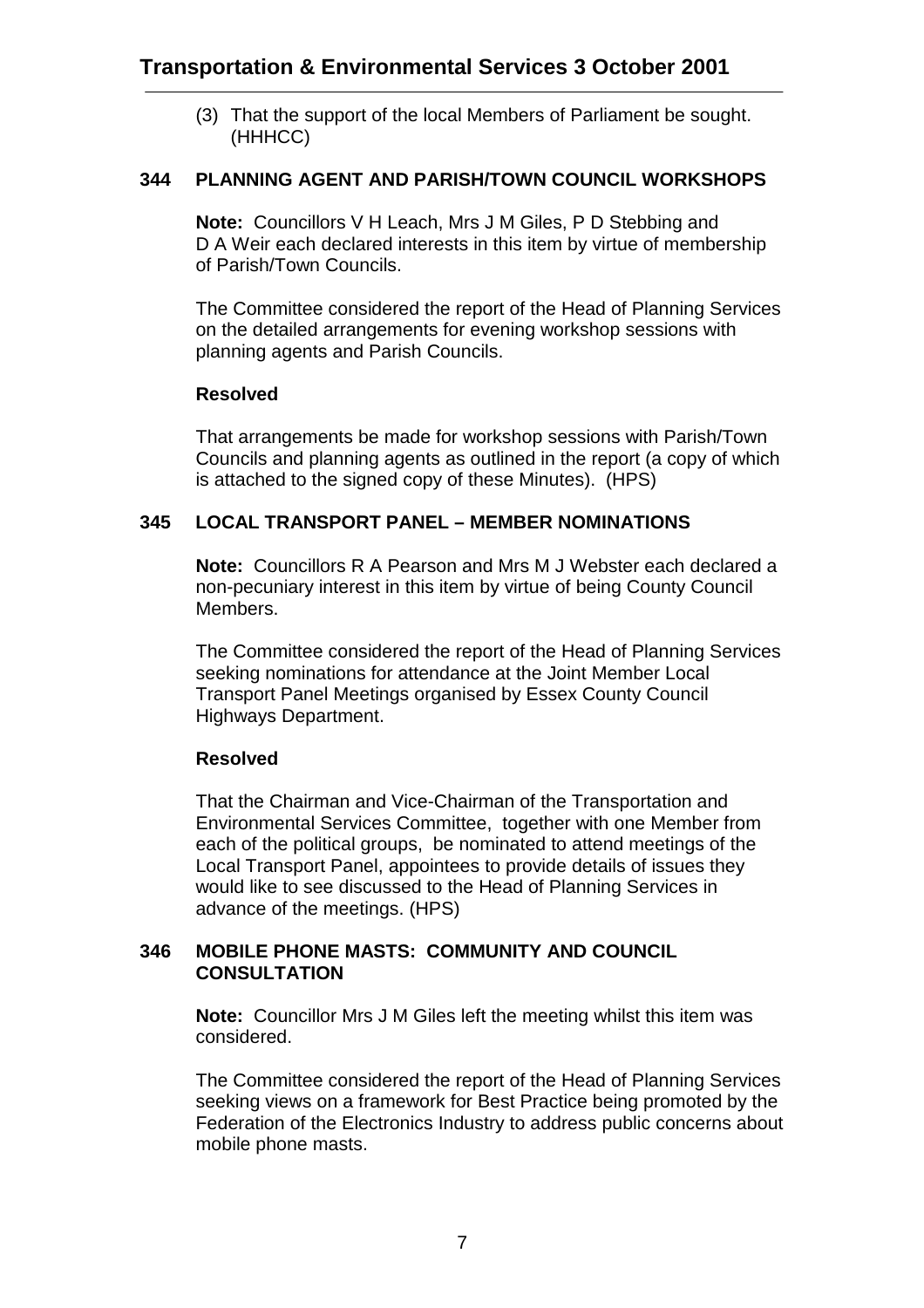(3) That the support of the local Members of Parliament be sought. (HHHCC)

### 344 PLANNING AGENT AND PARISH/TOWN COUNCIL WORKSHOPS

**Note:** Councillors V H Leach, Mrs J M Giles, P D Stebbing and D A Weir each declared interests in this item by virtue of membership of Parish/Town Councils.

The Committee considered the report of the Head of Planning Services on the detailed arrangements for evening workshop sessions with planning agents and Parish Councils.

**Resolved**

That arrangements be made for workshop sessions with Parish/Town Councils and planning agents as outlined in the report (a copy of which is attached to the signed copy of these Minutes). (HPS)

### 345 LOCAL TRANSPORT PANEL – MEMBER NOMINATIONS

**Note:** Councillors R A Pearson and Mrs M J Webster each declared a non-pecuniary interest in this item by virtue of being County Council Members.

The Committee considered the report of the Head of Planning Services seeking nominations for attendance at the Joint Member Local Transport Panel Meetings organised by Essex County Council Highways Department.

**Resolved**

That the Chairman and Vice-Chairman of the Transportation and Environmental Services Committee, together with one Member from each of the political groups, be nominated to attend meetings of the Local Transport Panel, appointees to provide details of issues they would like to see discussed to the Head of Planning Services in advance of the meetings. (HPS)

### 346 MOBILE PHONE MASTS: COMMUNITY AND COUNCIL CONSULTATION

**Note:** Councillor Mrs J M Giles left the meeting whilst this item was considered.

The Committee considered the report of the Head of Planning Services seeking views on a framework for Best Practice being promoted by the Federation of the Electronics Industry to address public concerns about mobile phone masts.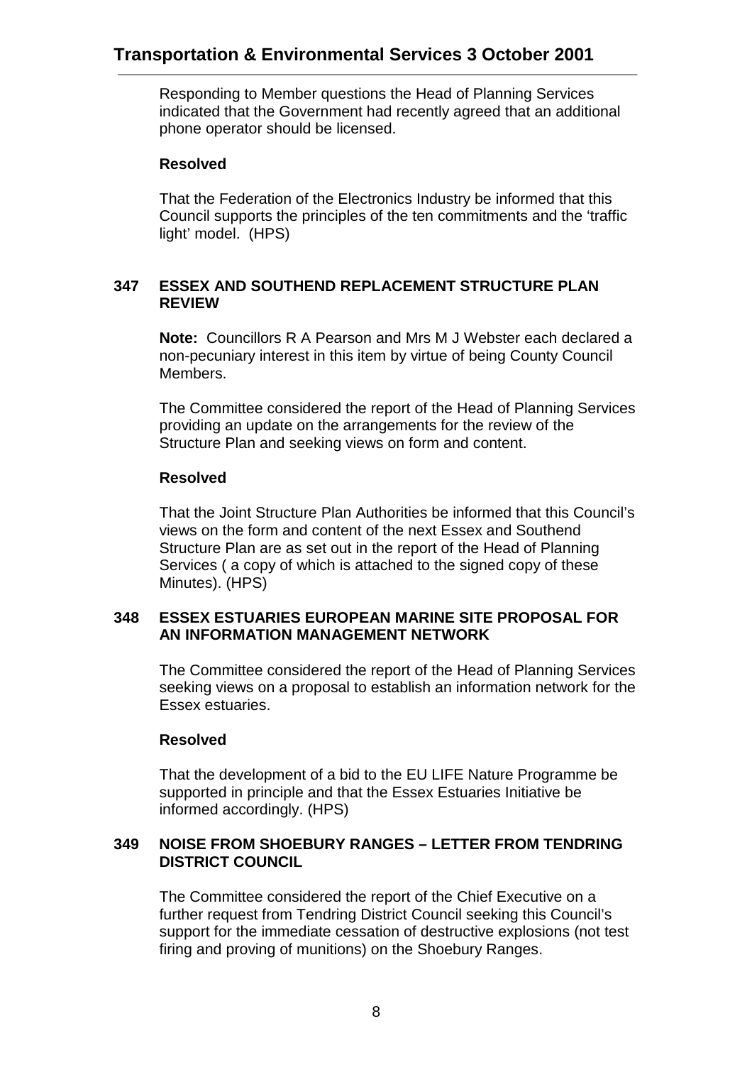Responding to Member questions the Head of Planning Services indicated that the Government had recently agreed that an additional phone operator should be licensed.

**Resolved**

That the Federation of the Electronics Industry be informed that this Council supports the principles of the ten commitments and the 'traffic light' model. (HPS)

### 347 ESSEX AND SOUTHEND REPLACEMENT STRUCTURE PLAN REVIEW

**Note:** Councillors R A Pearson and Mrs M J Webster each declared a non-pecuniary interest in this item by virtue of being County Council Members.

The Committee considered the report of the Head of Planning Services providing an update on the arrangements for the review of the Structure Plan and seeking views on form and content.

**Resolved**

That the Joint Structure Plan Authorities be informed that this Council's views on the form and content of the next Essex and Southend Structure Plan are as set out in the report of the Head of Planning Services ( a copy of which is attached to the signed copy of these Minutes). (HPS)

### 348 ESSEX ESTUARIES EUROPEAN MARINE SITE PROPOSAL FOR AN INFORMATION MANAGEMENT NETWORK

The Committee considered the report of the Head of Planning Services seeking views on a proposal to establish an information network for the Essex estuaries.

**Resolved**

That the development of a bid to the EU LIFE Nature Programme be supported in principle and that the Essex Estuaries Initiative be informed accordingly. (HPS)

### 349 NOISE FROM SHOEBURY RANGES – LETTER FROM TENDRING DISTRICT COUNCIL

The Committee considered the report of the Chief Executive on a further request from Tendring District Council seeking this Council's support for the immediate cessation of destructive explosions (not test firing and proving of munitions) on the Shoebury Ranges.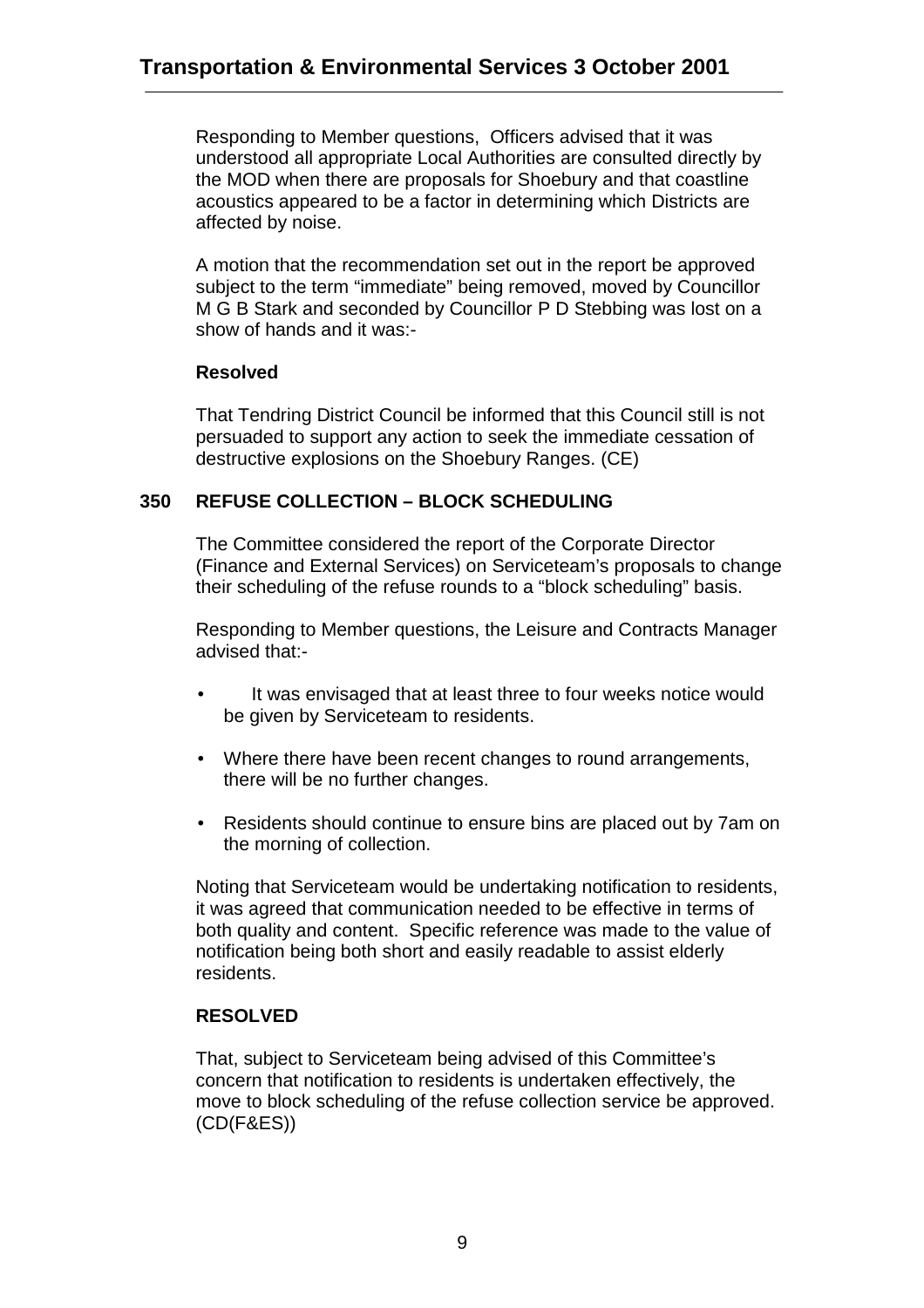Responding to Member questions, Officers advised that it was understood all appropriate Local Authorities are consulted directly by the MOD when there are proposals for Shoebury and that coastline acoustics appeared to be a factor in determining which Districts are affected by noise.

A motion that the recommendation set out in the report be approved subject to the term "immediate" being removed, moved by Councillor M G B Stark and seconded by Councillor P D Stebbing was lost on a show of hands and it was:-

**Resolved**

That Tendring District Council be informed that this Council still is not persuaded to support any action to seek the immediate cessation of destructive explosions on the Shoebury Ranges. (CE)

## 350 REFUSE COLLECTION – BLOCK SCHEDULING

The Committee considered the report of the Corporate Director (Finance and External Services) on Serviceteam's proposals to change their scheduling of the refuse rounds to a "block scheduling" basis.

Responding to Member questions, the Leisure and Contracts Manager advised that:-

- It was envisaged that at least three to four weeks notice would be given by Serviceteam to residents.
- Where there have been recent changes to round arrangements, there will be no further changes.
- Residents should continue to ensure bins are placed out by 7am on the morning of collection.

Noting that Serviceteam would be undertaking notification to residents, it was agreed that communication needed to be effective in terms of both quality and content. Specific reference was made to the value of notification being both short and easily readable to assist elderly residents.

**RESOLVED**

That, subject to Serviceteam being advised of this Committee's concern that notification to residents is undertaken effectively, the move to block scheduling of the refuse collection service be approved. (CD(F&ES))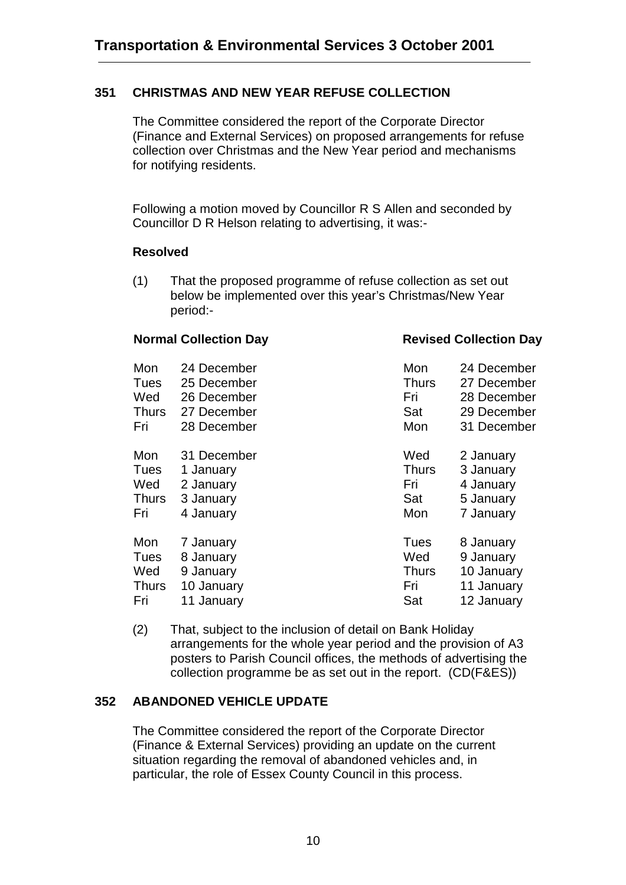## 351 CHRISTMAS AND NEW YEAR REFUSE COLLECTION

The Committee considered the report of the Corporate Director (Finance and External Services) on proposed arrangements for refuse collection over Christmas and the New Year period and mechanisms for notifying residents.

Following a motion moved by Councillor R S Allen and seconded by Councillor D R Helson relating to advertising, it was:-

**Resolved**

(1) That the proposed programme of refuse collection as set out below be implemented over this year's Christmas/New Year period:-

| Normal Collection Day | | Revised Collection Day | |
|---|---|---|---|
| Mon | 24 December | Mon | 24 December |
| Tues | 25 December | Thurs | 27 December |
| Wed | 26 December | Fri | 28 December |
| Thurs | 27 December | Sat | 29 December |
| Fri | 28 December | Mon | 31 December |
| Mon | 31 December | Wed | 2 January |
| Tues | 1 January | Thurs | 3 January |
| Wed | 2 January | Fri | 4 January |
| Thurs | 3 January | Sat | 5 January |
| Fri | 4 January | Mon | 7 January |
| Mon | 7 January | Tues | 8 January |
| Tues | 8 January | Wed | 9 January |
| Wed | 9 January | Thurs | 10 January |
| Thurs | 10 January | Fri | 11 January |
| Fri | 11 January | Sat | 12 January |

(2) That, subject to the inclusion of detail on Bank Holiday arrangements for the whole year period and the provision of A3 posters to Parish Council offices, the methods of advertising the collection programme be as set out in the report. (CD(F&ES))

## 352 ABANDONED VEHICLE UPDATE

The Committee considered the report of the Corporate Director (Finance & External Services) providing an update on the current situation regarding the removal of abandoned vehicles and, in particular, the role of Essex County Council in this process.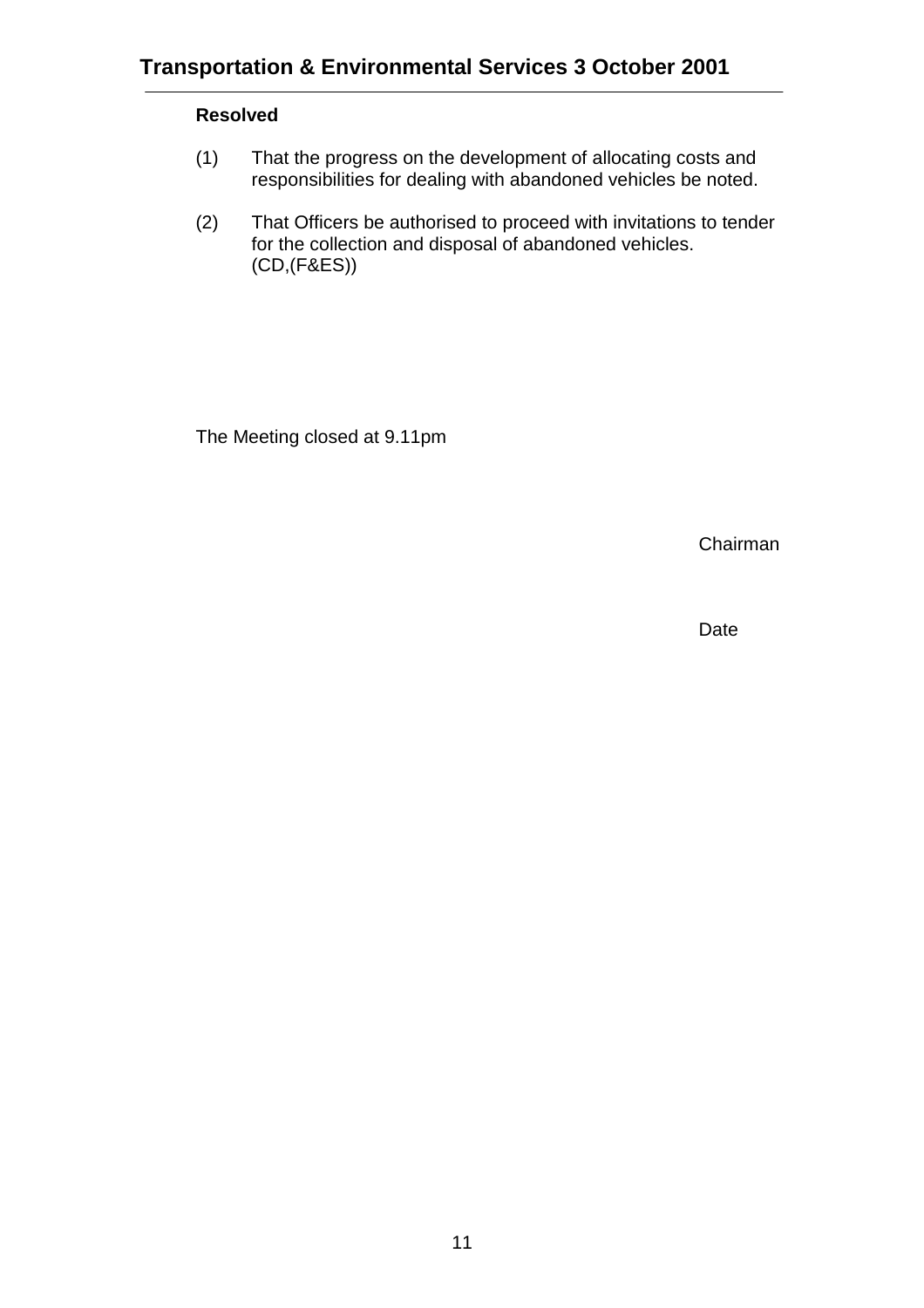**Resolved**

(1) That the progress on the development of allocating costs and responsibilities for dealing with abandoned vehicles be noted.

(2) That Officers be authorised to proceed with invitations to tender for the collection and disposal of abandoned vehicles. (CD,(F&ES))

The Meeting closed at 9.11pm

Chairman

Date